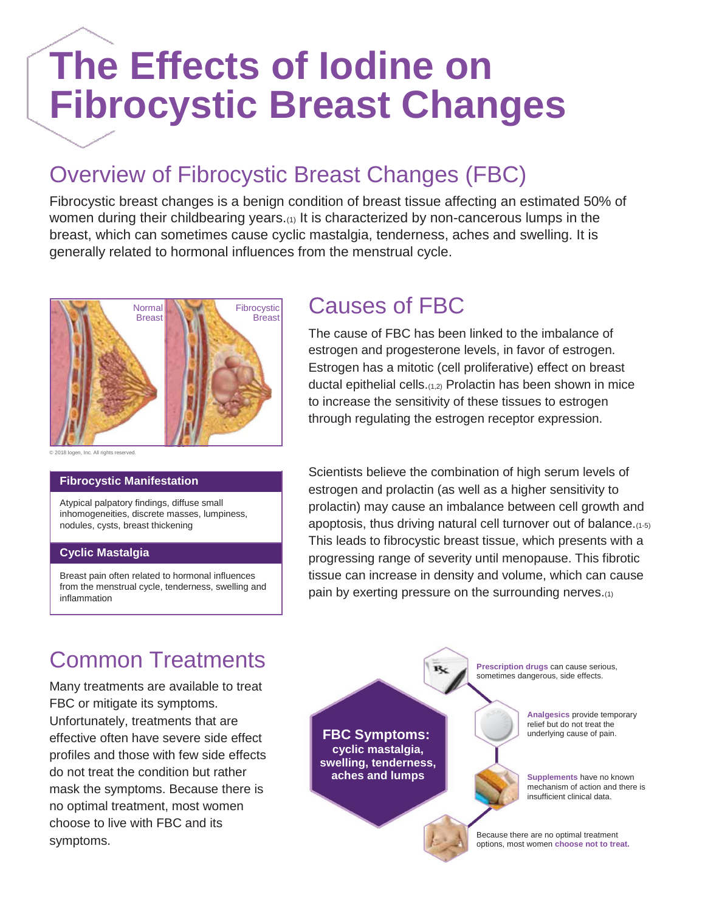# The Effects of Iodine on Fibrocystic Breast Changes

## Overview of Fibrocystic Breast Changes (FBC)

Fibrocystic breast changes is a benign condition of breast tissue affecting an estimated 50% of women during their childbearing years.[1] It is characterized by non-cancerous lumps in the breast, which can sometimes cause cyclic mastalgia, tenderness, aches and swelling. It is generally related to hormonal influences from the menstrual cycle.

Normal Breast | Fibrocystic Breast

© 2018 Iogen, Inc. All rights reserved.

## Causes of FBC

The cause of FBC has been linked to the imbalance of estrogen and progesterone levels, in favor of estrogen. Estrogen has a mitotic (cell proliferative) effect on breast ductal epithelial cells.[1,2] Prolactin has been shown in mice to increase the sensitivity of these tissues to estrogen through regulating the estrogen receptor expression.

Scientists believe the combination of high serum levels of estrogen and prolactin (as well as a higher sensitivity to prolactin) may cause an imbalance between cell growth and apoptosis, thus driving natural cell turnover out of balance.[1-5] This leads to fibrocystic breast tissue, which presents with a progressing range of severity until menopause. This fibrotic tissue can increase in density and volume, which can cause pain by exerting pressure on the surrounding nerves.[1]

| Fibrocystic Manifestation |
| --- |
| Atypical palpatory findings, diffuse small inhomogeneities, discrete masses, lumpiness, nodules, cysts, breast thickening |

| Cyclic Mastalgia |
| --- |
| Breast pain often related to hormonal influences from the menstrual cycle, tenderness, swelling and inflammation |

## Common Treatments

Many treatments are available to treat FBC or mitigate its symptoms. Unfortunately, treatments that are effective often have severe side effect profiles and those with few side effects do not treat the condition but rather mask the symptoms. Because there is no optimal treatment, most women choose to live with FBC and its symptoms.

**FBC Symptoms: cyclic mastalgia, swelling, tenderness, aches and lumps**

- **Prescription drugs** can cause serious, sometimes dangerous, side effects.
- **Analgesics** provide temporary relief but do not treat the underlying cause of pain.
- **Supplements** have no known mechanism of action and there is insufficient clinical data.
- Because there are no optimal treatment options, most women **choose not to treat.**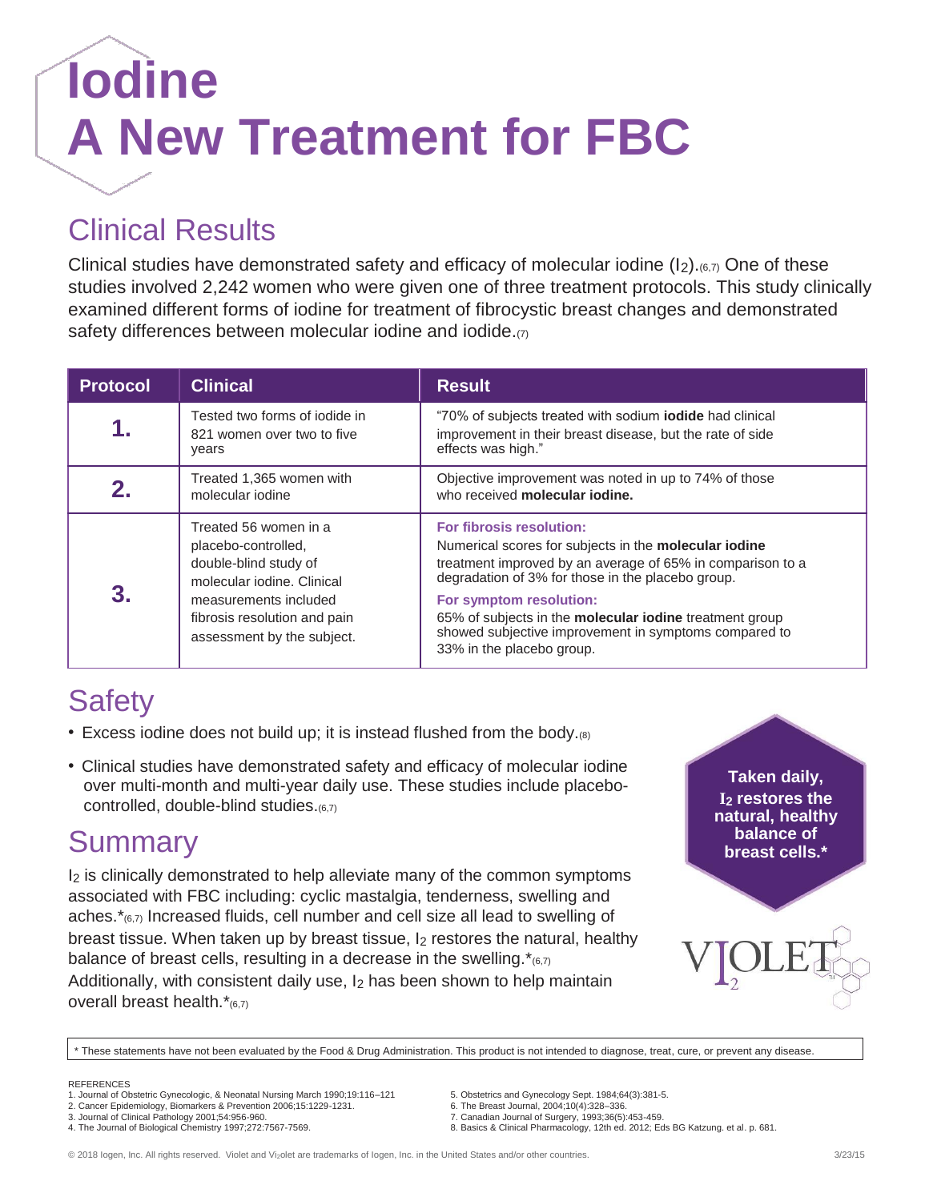# Iodine
# A New Treatment for FBC

## Clinical Results

Clinical studies have demonstrated safety and efficacy of molecular iodine ($I_2$).[6,7] One of these studies involved 2,242 women who were given one of three treatment protocols. This study clinically examined different forms of iodine for treatment of fibrocystic breast changes and demonstrated safety differences between molecular iodine and iodide.[7]

| Protocol | Clinical | Result |
|---|---|---|
| **1.** | Tested two forms of iodide in 821 women over two to five years | "70% of subjects treated with sodium **iodide** had clinical improvement in their breast disease, but the rate of side effects was high." |
| **2.** | Treated 1,365 women with molecular iodine | Objective improvement was noted in up to 74% of those who received **molecular iodine.** |
| **3.** | Treated 56 women in a placebo-controlled, double-blind study of molecular iodine. Clinical measurements included fibrosis resolution and pain assessment by the subject. | **For fibrosis resolution:** Numerical scores for subjects in the **molecular iodine** treatment improved by an average of 65% in comparison to a degradation of 3% for those in the placebo group. **For symptom resolution:** 65% of subjects in the **molecular iodine** treatment group showed subjective improvement in symptoms compared to 33% in the placebo group. |

## Safety

- Excess iodine does not build up; it is instead flushed from the body.[8]
- Clinical studies have demonstrated safety and efficacy of molecular iodine over multi-month and multi-year daily use. These studies include placebo-controlled, double-blind studies.[6,7]

**Taken daily, $I_2$ restores the natural, healthy balance of breast cells.***

VIOLET $I_2$

## Summary

$I_2$ is clinically demonstrated to help alleviate many of the common symptoms associated with FBC including: cyclic mastalgia, tenderness, swelling and aches.*[6,7] Increased fluids, cell number and cell size all lead to swelling of breast tissue. When taken up by breast tissue, $I_2$ restores the natural, healthy balance of breast cells, resulting in a decrease in the swelling.*[6,7] Additionally, with consistent daily use, $I_2$ has been shown to help maintain overall breast health.*[6,7]

* These statements have not been evaluated by the Food & Drug Administration. This product is not intended to diagnose, treat, cure, or prevent any disease.

REFERENCES

1. Journal of Obstetric Gynecologic, & Neonatal Nursing March 1990;19:116–121
2. Cancer Epidemiology, Biomarkers & Prevention 2006;15:1229-1231.
3. Journal of Clinical Pathology 2001;54:956-960.
4. The Journal of Biological Chemistry 1997;272:7567-7569.
5. Obstetrics and Gynecology Sept. 1984;64(3):381-5.
6. The Breast Journal, 2004;10(4):328–336.
7. Canadian Journal of Surgery, 1993;36(5):453-459.
8. Basics & Clinical Pharmacology, 12th ed. 2012; Eds BG Katzung. et al. p. 681.

© 2018 Iogen, Inc. All rights reserved. Violet and Vi$_2$olet are trademarks of Iogen, Inc. in the United States and/or other countries. 3/23/15